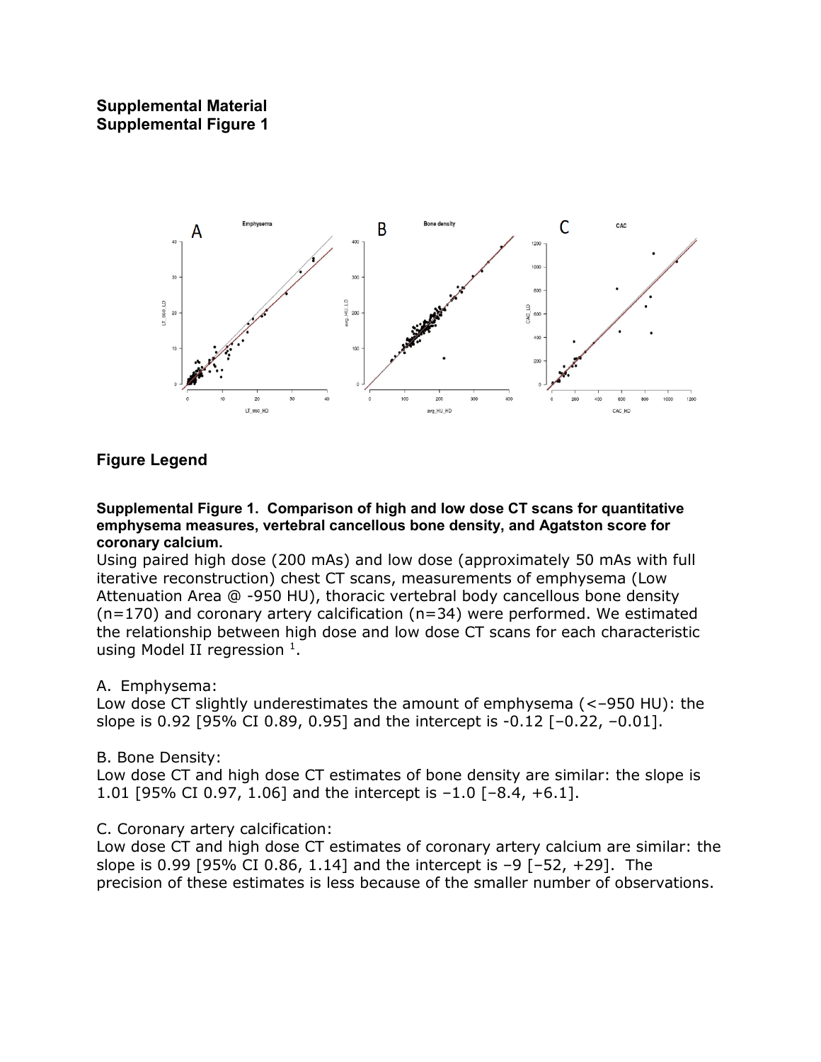**Supplemental Material**
**Supplemental Figure 1**

## Figure Legend

**Supplemental Figure 1. Comparison of high and low dose CT scans for quantitative emphysema measures, vertebral cancellous bone density, and Agatston score for coronary calcium.**

Using paired high dose (200 mAs) and low dose (approximately 50 mAs with full iterative reconstruction) chest CT scans, measurements of emphysema (Low Attenuation Area @ -950 HU), thoracic vertebral body cancellous bone density (n=170) and coronary artery calcification (n=34) were performed. We estimated the relationship between high dose and low dose CT scans for each characteristic using Model II regression [1].

A. Emphysema:
Low dose CT slightly underestimates the amount of emphysema (<−950 HU): the slope is 0.92 [95% CI 0.89, 0.95] and the intercept is -0.12 [−0.22, −0.01].

B. Bone Density:
Low dose CT and high dose CT estimates of bone density are similar: the slope is 1.01 [95% CI 0.97, 1.06] and the intercept is −1.0 [−8.4, +6.1].

C. Coronary artery calcification:
Low dose CT and high dose CT estimates of coronary artery calcium are similar: the slope is 0.99 [95% CI 0.86, 1.14] and the intercept is −9 [−52, +29]. The precision of these estimates is less because of the smaller number of observations.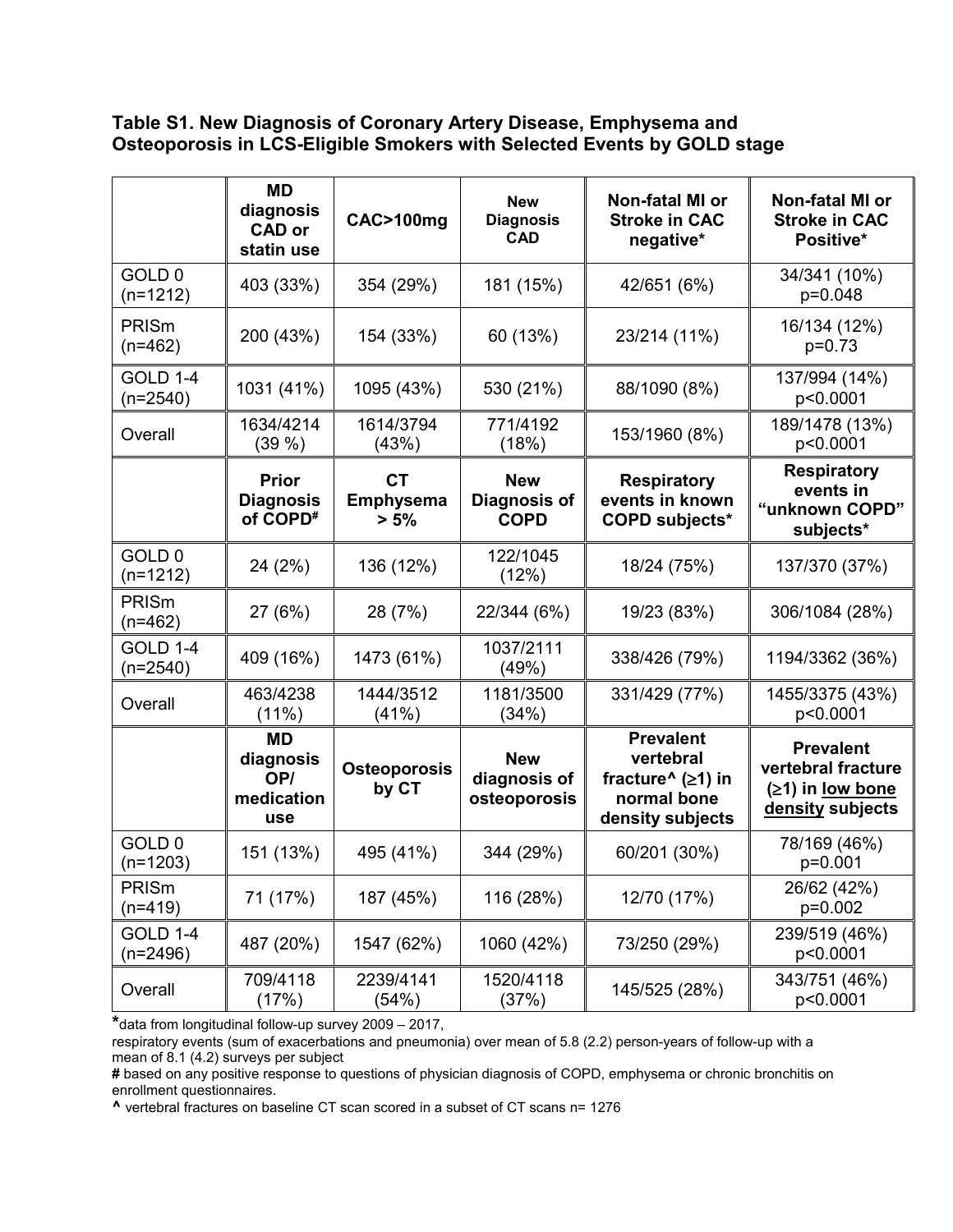**Table S1. New Diagnosis of Coronary Artery Disease, Emphysema and Osteoporosis in LCS-Eligible Smokers with Selected Events by GOLD stage**

| | MD diagnosis CAD or statin use | CAC>100mg | New Diagnosis CAD | Non-fatal MI or Stroke in CAC negative* | Non-fatal MI or Stroke in CAC Positive* |
|---|---|---|---|---|---|
| GOLD 0 (n=1212) | 403 (33%) | 354 (29%) | 181 (15%) | 42/651 (6%) | 34/341 (10%) p=0.048 |
| PRISm (n=462) | 200 (43%) | 154 (33%) | 60 (13%) | 23/214 (11%) | 16/134 (12%) p=0.73 |
| GOLD 1-4 (n=2540) | 1031 (41%) | 1095 (43%) | 530 (21%) | 88/1090 (8%) | 137/994 (14%) p<0.0001 |
| Overall | 1634/4214 (39 %) | 1614/3794 (43%) | 771/4192 (18%) | 153/1960 (8%) | 189/1478 (13%) p<0.0001 |
| | **Prior Diagnosis of COPD#** | **CT Emphysema > 5%** | **New Diagnosis of COPD** | **Respiratory events in known COPD subjects*** | **Respiratory events in "unknown COPD" subjects*** |
| GOLD 0 (n=1212) | 24 (2%) | 136 (12%) | 122/1045 (12%) | 18/24 (75%) | 137/370 (37%) |
| PRISm (n=462) | 27 (6%) | 28 (7%) | 22/344 (6%) | 19/23 (83%) | 306/1084 (28%) |
| GOLD 1-4 (n=2540) | 409 (16%) | 1473 (61%) | 1037/2111 (49%) | 338/426 (79%) | 1194/3362 (36%) |
| Overall | 463/4238 (11%) | 1444/3512 (41%) | 1181/3500 (34%) | 331/429 (77%) | 1455/3375 (43%) p<0.0001 |
| | **MD diagnosis OP/ medication use** | **Osteoporosis by CT** | **New diagnosis of osteoporosis** | **Prevalent vertebral fracture^ (≥1) in normal bone density subjects** | **Prevalent vertebral fracture (≥1) in low bone density subjects** |
| GOLD 0 (n=1203) | 151 (13%) | 495 (41%) | 344 (29%) | 60/201 (30%) | 78/169 (46%) p=0.001 |
| PRISm (n=419) | 71 (17%) | 187 (45%) | 116 (28%) | 12/70 (17%) | 26/62 (42%) p=0.002 |
| GOLD 1-4 (n=2496) | 487 (20%) | 1547 (62%) | 1060 (42%) | 73/250 (29%) | 239/519 (46%) p<0.0001 |
| Overall | 709/4118 (17%) | 2239/4141 (54%) | 1520/4118 (37%) | 145/525 (28%) | 343/751 (46%) p<0.0001 |

*data from longitudinal follow-up survey 2009 – 2017,

respiratory events (sum of exacerbations and pneumonia) over mean of 5.8 (2.2) person-years of follow-up with a mean of 8.1 (4.2) surveys per subject

**#** based on any positive response to questions of physician diagnosis of COPD, emphysema or chronic bronchitis on enrollment questionnaires.

**^** vertebral fractures on baseline CT scan scored in a subset of CT scans n= 1276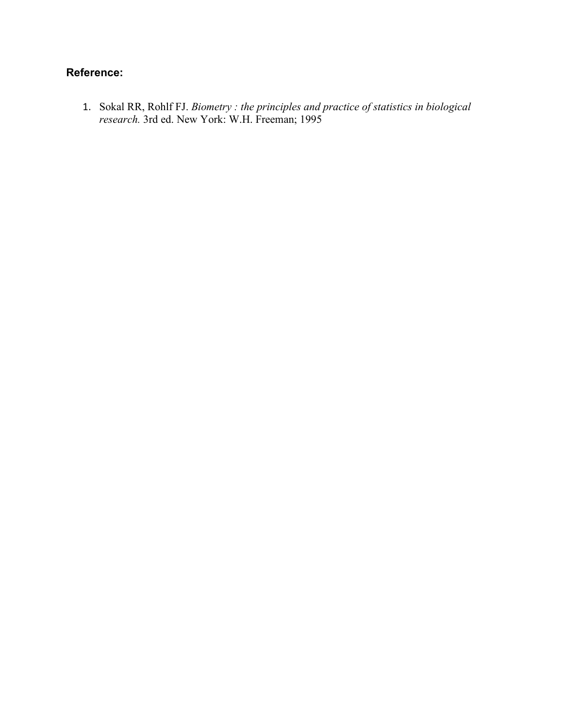**Reference:**

1. Sokal RR, Rohlf FJ. *Biometry : the principles and practice of statistics in biological research.* 3rd ed. New York: W.H. Freeman; 1995